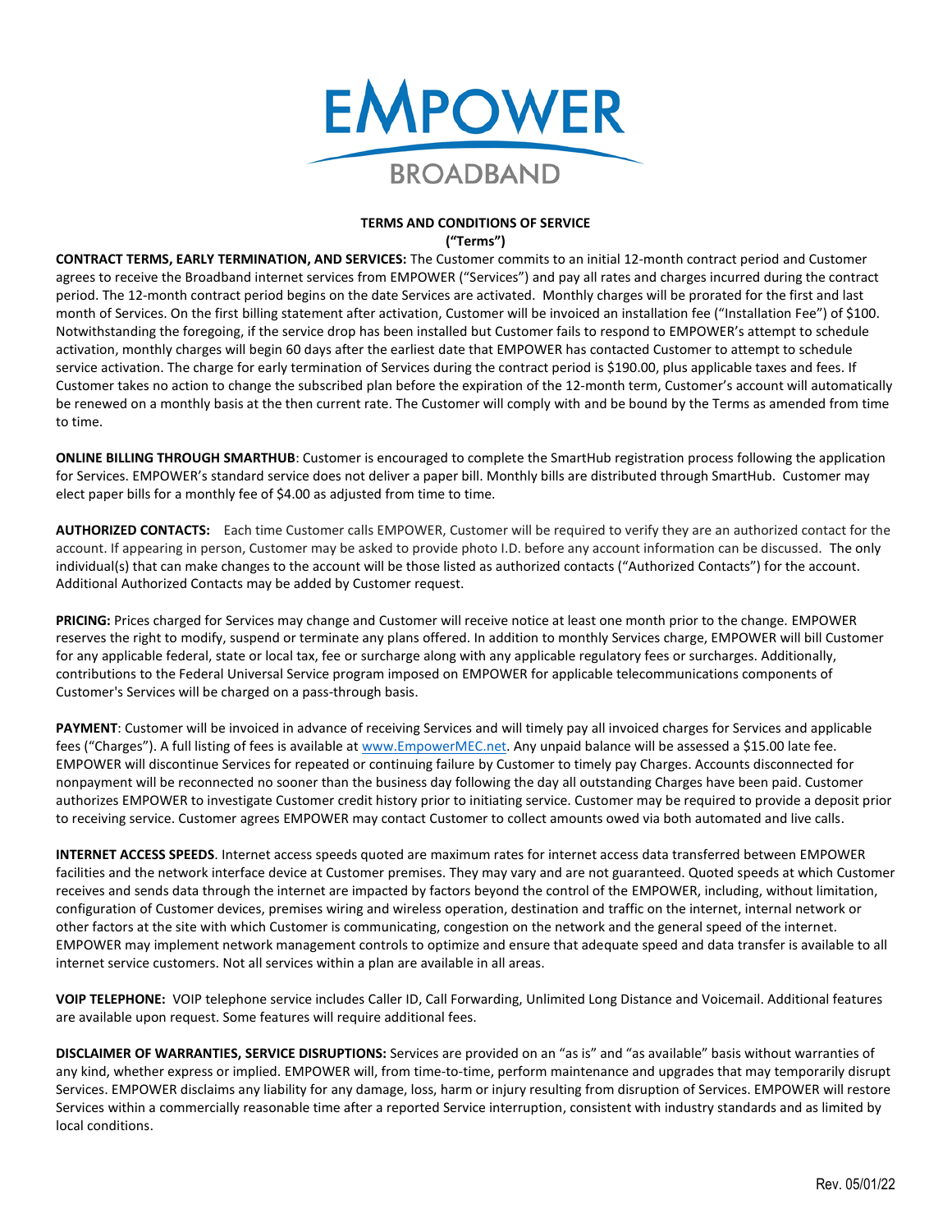# EMPOWER BROADBAND

**TERMS AND CONDITIONS OF SERVICE**
**("Terms")**

**CONTRACT TERMS, EARLY TERMINATION, AND SERVICES:** The Customer commits to an initial 12-month contract period and Customer agrees to receive the Broadband internet services from EMPOWER ("Services") and pay all rates and charges incurred during the contract period. The 12-month contract period begins on the date Services are activated. Monthly charges will be prorated for the first and last month of Services. On the first billing statement after activation, Customer will be invoiced an installation fee ("Installation Fee") of $100. Notwithstanding the foregoing, if the service drop has been installed but Customer fails to respond to EMPOWER's attempt to schedule activation, monthly charges will begin 60 days after the earliest date that EMPOWER has contacted Customer to attempt to schedule service activation. The charge for early termination of Services during the contract period is $190.00, plus applicable taxes and fees. If Customer takes no action to change the subscribed plan before the expiration of the 12-month term, Customer's account will automatically be renewed on a monthly basis at the then current rate. The Customer will comply with and be bound by the Terms as amended from time to time.

**ONLINE BILLING THROUGH SMARTHUB**: Customer is encouraged to complete the SmartHub registration process following the application for Services. EMPOWER's standard service does not deliver a paper bill. Monthly bills are distributed through SmartHub. Customer may elect paper bills for a monthly fee of $4.00 as adjusted from time to time.

**AUTHORIZED CONTACTS:** Each time Customer calls EMPOWER, Customer will be required to verify they are an authorized contact for the account. If appearing in person, Customer may be asked to provide photo I.D. before any account information can be discussed. The only individual(s) that can make changes to the account will be those listed as authorized contacts ("Authorized Contacts") for the account. Additional Authorized Contacts may be added by Customer request.

**PRICING:** Prices charged for Services may change and Customer will receive notice at least one month prior to the change. EMPOWER reserves the right to modify, suspend or terminate any plans offered. In addition to monthly Services charge, EMPOWER will bill Customer for any applicable federal, state or local tax, fee or surcharge along with any applicable regulatory fees or surcharges. Additionally, contributions to the Federal Universal Service program imposed on EMPOWER for applicable telecommunications components of Customer's Services will be charged on a pass-through basis.

**PAYMENT**: Customer will be invoiced in advance of receiving Services and will timely pay all invoiced charges for Services and applicable fees ("Charges"). A full listing of fees is available at www.EmpowerMEC.net. Any unpaid balance will be assessed a $15.00 late fee. EMPOWER will discontinue Services for repeated or continuing failure by Customer to timely pay Charges. Accounts disconnected for nonpayment will be reconnected no sooner than the business day following the day all outstanding Charges have been paid. Customer authorizes EMPOWER to investigate Customer credit history prior to initiating service. Customer may be required to provide a deposit prior to receiving service. Customer agrees EMPOWER may contact Customer to collect amounts owed via both automated and live calls.

**INTERNET ACCESS SPEEDS**. Internet access speeds quoted are maximum rates for internet access data transferred between EMPOWER facilities and the network interface device at Customer premises. They may vary and are not guaranteed. Quoted speeds at which Customer receives and sends data through the internet are impacted by factors beyond the control of the EMPOWER, including, without limitation, configuration of Customer devices, premises wiring and wireless operation, destination and traffic on the internet, internal network or other factors at the site with which Customer is communicating, congestion on the network and the general speed of the internet. EMPOWER may implement network management controls to optimize and ensure that adequate speed and data transfer is available to all internet service customers. Not all services within a plan are available in all areas.

**VOIP TELEPHONE:** VOIP telephone service includes Caller ID, Call Forwarding, Unlimited Long Distance and Voicemail. Additional features are available upon request. Some features will require additional fees.

**DISCLAIMER OF WARRANTIES, SERVICE DISRUPTIONS:** Services are provided on an "as is" and "as available" basis without warranties of any kind, whether express or implied. EMPOWER will, from time-to-time, perform maintenance and upgrades that may temporarily disrupt Services. EMPOWER disclaims any liability for any damage, loss, harm or injury resulting from disruption of Services. EMPOWER will restore Services within a commercially reasonable time after a reported Service interruption, consistent with industry standards and as limited by local conditions.

Rev. 05/01/22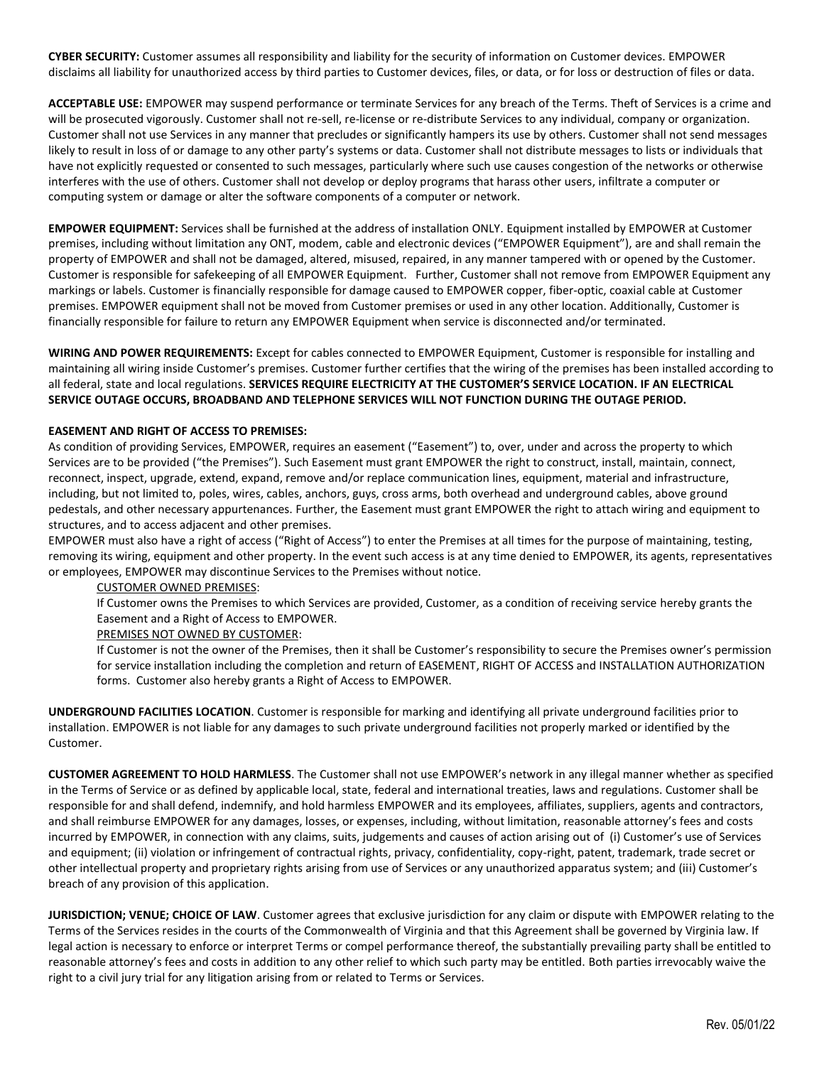**CYBER SECURITY:** Customer assumes all responsibility and liability for the security of information on Customer devices. EMPOWER disclaims all liability for unauthorized access by third parties to Customer devices, files, or data, or for loss or destruction of files or data.

**ACCEPTABLE USE:** EMPOWER may suspend performance or terminate Services for any breach of the Terms. Theft of Services is a crime and will be prosecuted vigorously. Customer shall not re-sell, re-license or re-distribute Services to any individual, company or organization. Customer shall not use Services in any manner that precludes or significantly hampers its use by others. Customer shall not send messages likely to result in loss of or damage to any other party's systems or data. Customer shall not distribute messages to lists or individuals that have not explicitly requested or consented to such messages, particularly where such use causes congestion of the networks or otherwise interferes with the use of others. Customer shall not develop or deploy programs that harass other users, infiltrate a computer or computing system or damage or alter the software components of a computer or network.

**EMPOWER EQUIPMENT:** Services shall be furnished at the address of installation ONLY. Equipment installed by EMPOWER at Customer premises, including without limitation any ONT, modem, cable and electronic devices ("EMPOWER Equipment"), are and shall remain the property of EMPOWER and shall not be damaged, altered, misused, repaired, in any manner tampered with or opened by the Customer. Customer is responsible for safekeeping of all EMPOWER Equipment. Further, Customer shall not remove from EMPOWER Equipment any markings or labels. Customer is financially responsible for damage caused to EMPOWER copper, fiber-optic, coaxial cable at Customer premises. EMPOWER equipment shall not be moved from Customer premises or used in any other location. Additionally, Customer is financially responsible for failure to return any EMPOWER Equipment when service is disconnected and/or terminated.

**WIRING AND POWER REQUIREMENTS:** Except for cables connected to EMPOWER Equipment, Customer is responsible for installing and maintaining all wiring inside Customer's premises. Customer further certifies that the wiring of the premises has been installed according to all federal, state and local regulations. **SERVICES REQUIRE ELECTRICITY AT THE CUSTOMER'S SERVICE LOCATION. IF AN ELECTRICAL SERVICE OUTAGE OCCURS, BROADBAND AND TELEPHONE SERVICES WILL NOT FUNCTION DURING THE OUTAGE PERIOD.**

**EASEMENT AND RIGHT OF ACCESS TO PREMISES:**

As condition of providing Services, EMPOWER, requires an easement ("Easement") to, over, under and across the property to which Services are to be provided ("the Premises"). Such Easement must grant EMPOWER the right to construct, install, maintain, connect, reconnect, inspect, upgrade, extend, expand, remove and/or replace communication lines, equipment, material and infrastructure, including, but not limited to, poles, wires, cables, anchors, guys, cross arms, both overhead and underground cables, above ground pedestals, and other necessary appurtenances. Further, the Easement must grant EMPOWER the right to attach wiring and equipment to structures, and to access adjacent and other premises.

EMPOWER must also have a right of access ("Right of Access") to enter the Premises at all times for the purpose of maintaining, testing, removing its wiring, equipment and other property. In the event such access is at any time denied to EMPOWER, its agents, representatives or employees, EMPOWER may discontinue Services to the Premises without notice.

CUSTOMER OWNED PREMISES:

If Customer owns the Premises to which Services are provided, Customer, as a condition of receiving service hereby grants the Easement and a Right of Access to EMPOWER.

PREMISES NOT OWNED BY CUSTOMER:

If Customer is not the owner of the Premises, then it shall be Customer's responsibility to secure the Premises owner's permission for service installation including the completion and return of EASEMENT, RIGHT OF ACCESS and INSTALLATION AUTHORIZATION forms. Customer also hereby grants a Right of Access to EMPOWER.

**UNDERGROUND FACILITIES LOCATION**. Customer is responsible for marking and identifying all private underground facilities prior to installation. EMPOWER is not liable for any damages to such private underground facilities not properly marked or identified by the Customer.

**CUSTOMER AGREEMENT TO HOLD HARMLESS**. The Customer shall not use EMPOWER's network in any illegal manner whether as specified in the Terms of Service or as defined by applicable local, state, federal and international treaties, laws and regulations. Customer shall be responsible for and shall defend, indemnify, and hold harmless EMPOWER and its employees, affiliates, suppliers, agents and contractors, and shall reimburse EMPOWER for any damages, losses, or expenses, including, without limitation, reasonable attorney's fees and costs incurred by EMPOWER, in connection with any claims, suits, judgements and causes of action arising out of (i) Customer's use of Services and equipment; (ii) violation or infringement of contractual rights, privacy, confidentiality, copy-right, patent, trademark, trade secret or other intellectual property and proprietary rights arising from use of Services or any unauthorized apparatus system; and (iii) Customer's breach of any provision of this application.

**JURISDICTION; VENUE; CHOICE OF LAW**. Customer agrees that exclusive jurisdiction for any claim or dispute with EMPOWER relating to the Terms of the Services resides in the courts of the Commonwealth of Virginia and that this Agreement shall be governed by Virginia law. If legal action is necessary to enforce or interpret Terms or compel performance thereof, the substantially prevailing party shall be entitled to reasonable attorney's fees and costs in addition to any other relief to which such party may be entitled. Both parties irrevocably waive the right to a civil jury trial for any litigation arising from or related to Terms or Services.

Rev. 05/01/22